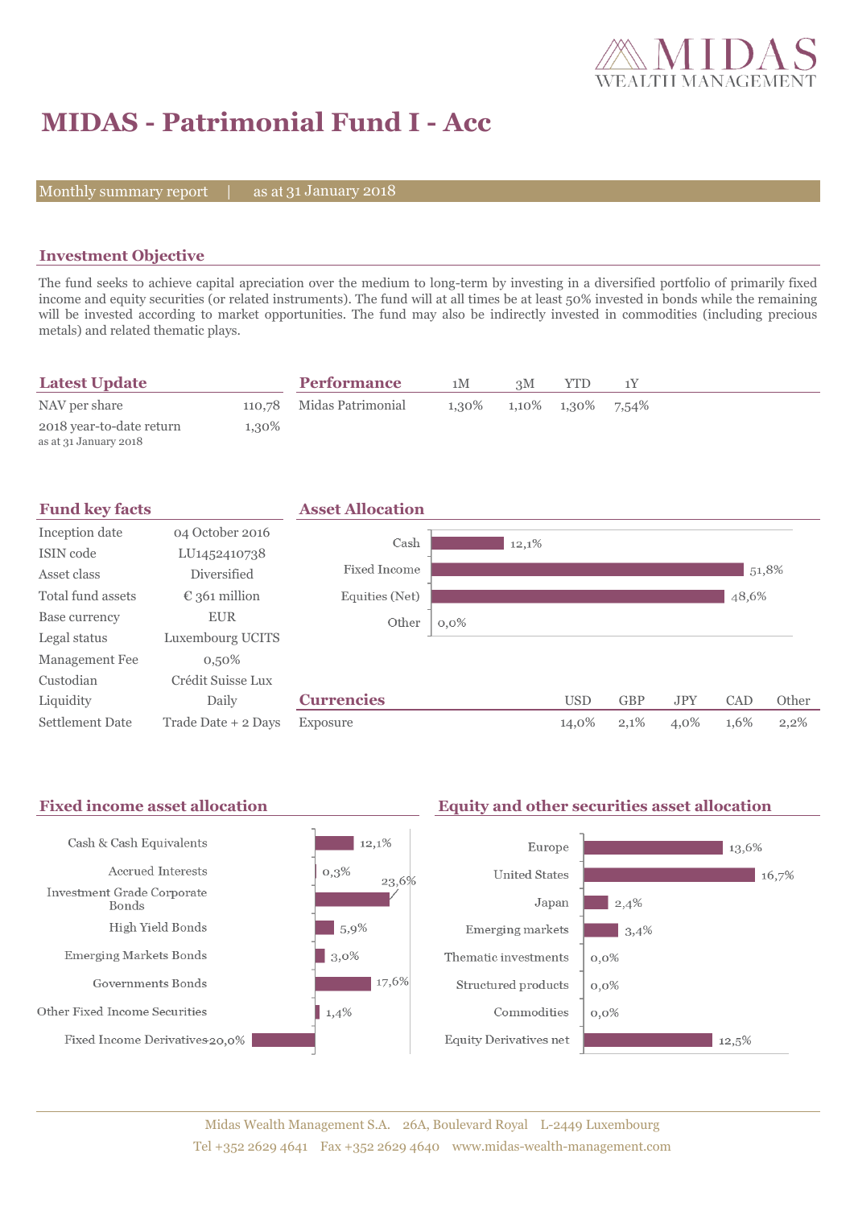MIDAS WEALTH MANAGEMENT

# MIDAS - Patrimonial Fund I - Acc

Monthly summary report | as at 31 January 2018

## Investment Objective

The fund seeks to achieve capital apreciation over the medium to long-term by investing in a diversified portfolio of primarily fixed income and equity securities (or related instruments). The fund will at all times be at least 50% invested in bonds while the remaining will be invested according to market opportunities. The fund may also be indirectly invested in commodities (including precious metals) and related thematic plays.

## Latest Update

| | |
|---|---|
| NAV per share | 110,78 |
| 2018 year-to-date return (as at 31 January 2018) | 1,30% |

## Performance

| | 1M | 3M | YTD | 1Y |
|---|---|---|---|---|
| Midas Patrimonial | 1,30% | 1,10% | 1,30% | 7,54% |

## Fund key facts

| | |
|---|---|
| Inception date | 04 October 2016 |
| ISIN code | LU1452410738 |
| Asset class | Diversified |
| Total fund assets | € 361 million |
| Base currency | EUR |
| Legal status | Luxembourg UCITS |
| Management Fee | 0,50% |
| Custodian | Crédit Suisse Lux |
| Liquidity | Daily |
| Settlement Date | Trade Date + 2 Days |

## Asset Allocation

| | |
|---|---|
| Cash | 12,1% |
| Fixed Income | 51,8% |
| Equities (Net) | 48,6% |
| Other | 0,0% |

## Currencies

| | USD | GBP | JPY | CAD | Other |
|---|---|---|---|---|---|
| Exposure | 14,0% | 2,1% | 4,0% | 1,6% | 2,2% |

## Fixed income asset allocation

| | |
|---|---|
| Cash & Cash Equivalents | 12,1% |
| Accrued Interests | 0,3% |
| Investment Grade Corporate Bonds | 23,6% |
| High Yield Bonds | 5,9% |
| Emerging Markets Bonds | 3,0% |
| Governments Bonds | 17,6% |
| Other Fixed Income Securities | 1,4% |
| Fixed Income Derivatives | -20,0% |

## Equity and other securities asset allocation

| | |
|---|---|
| Europe | 13,6% |
| United States | 16,7% |
| Japan | 2,4% |
| Emerging markets | 3,4% |
| Thematic investments | 0,0% |
| Structured products | 0,0% |
| Commodities | 0,0% |
| Equity Derivatives net | 12,5% |

Midas Wealth Management S.A. 26A, Boulevard Royal L-2449 Luxembourg
Tel +352 2629 4641 Fax +352 2629 4640 www.midas-wealth-management.com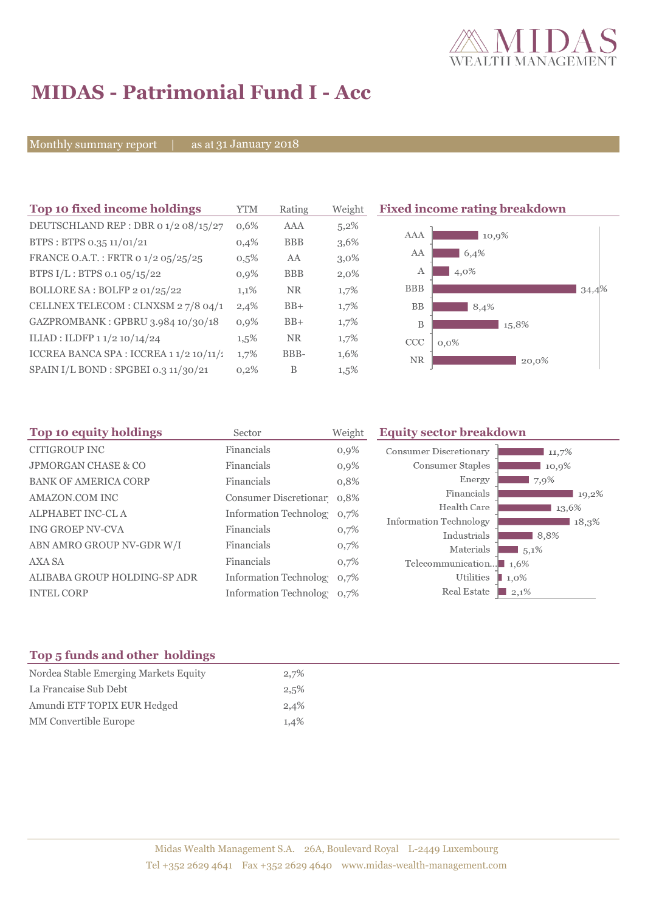# MIDAS - Patrimonial Fund I - Acc

Monthly summary report | as at 31 January 2018

## Top 10 fixed income holdings

| Top 10 fixed income holdings | YTM | Rating | Weight |
|---|---|---|---|
| DEUTSCHLAND REP : DBR 0 1/2 08/15/27 | 0,6% | AAA | 5,2% |
| BTPS : BTPS 0.35 11/01/21 | 0,4% | BBB | 3,6% |
| FRANCE O.A.T. : FRTR 0 1/2 05/25/25 | 0,5% | AA | 3,0% |
| BTPS I/L : BTPS 0.1 05/15/22 | 0,9% | BBB | 2,0% |
| BOLLORE SA : BOLFP 2 01/25/22 | 1,1% | NR | 1,7% |
| CELLNEX TELECOM : CLNXSM 2 7/8 04/1 | 2,4% | BB+ | 1,7% |
| GAZPROMBANK : GPBRU 3.984 10/30/18 | 0,9% | BB+ | 1,7% |
| ILIAD : ILDFP 1 1/2 10/14/24 | 1,5% | NR | 1,7% |
| ICCREA BANCA SPA : ICCREA 1 1/2 10/11/: | 1,7% | BBB- | 1,6% |
| SPAIN I/L BOND : SPGBEI 0.3 11/30/21 | 0,2% | B | 1,5% |

## Fixed income rating breakdown

| Rating | Weight |
|---|---|
| AAA | 10,9% |
| AA | 6,4% |
| A | 4,0% |
| BBB | 34,4% |
| BB | 8,4% |
| B | 15,8% |
| CCC | 0,0% |
| NR | 20,0% |

## Top 10 equity holdings

| Top 10 equity holdings | Sector | Weight |
|---|---|---|
| CITIGROUP INC | Financials | 0,9% |
| JPMORGAN CHASE & CO | Financials | 0,9% |
| BANK OF AMERICA CORP | Financials | 0,8% |
| AMAZON.COM INC | Consumer Discretionar | 0,8% |
| ALPHABET INC-CL A | Information Technolog | 0,7% |
| ING GROEP NV-CVA | Financials | 0,7% |
| ABN AMRO GROUP NV-GDR W/I | Financials | 0,7% |
| AXA SA | Financials | 0,7% |
| ALIBABA GROUP HOLDING-SP ADR | Information Technolog | 0,7% |
| INTEL CORP | Information Technolog | 0,7% |

## Equity sector breakdown

| Sector | Weight |
|---|---|
| Consumer Discretionary | 11,7% |
| Consumer Staples | 10,9% |
| Energy | 7,9% |
| Financials | 19,2% |
| Health Care | 13,6% |
| Information Technology | 18,3% |
| Industrials | 8,8% |
| Materials | 5,1% |
| Telecommunication... | 1,6% |
| Utilities | 1,0% |
| Real Estate | 2,1% |

## Top 5 funds and other holdings

| Holding | Weight |
|---|---|
| Nordea Stable Emerging Markets Equity | 2,7% |
| La Francaise Sub Debt | 2,5% |
| Amundi ETF TOPIX EUR Hedged | 2,4% |
| MM Convertible Europe | 1,4% |

Midas Wealth Management S.A. 26A, Boulevard Royal L-2449 Luxembourg
Tel +352 2629 4641 Fax +352 2629 4640 www.midas-wealth-management.com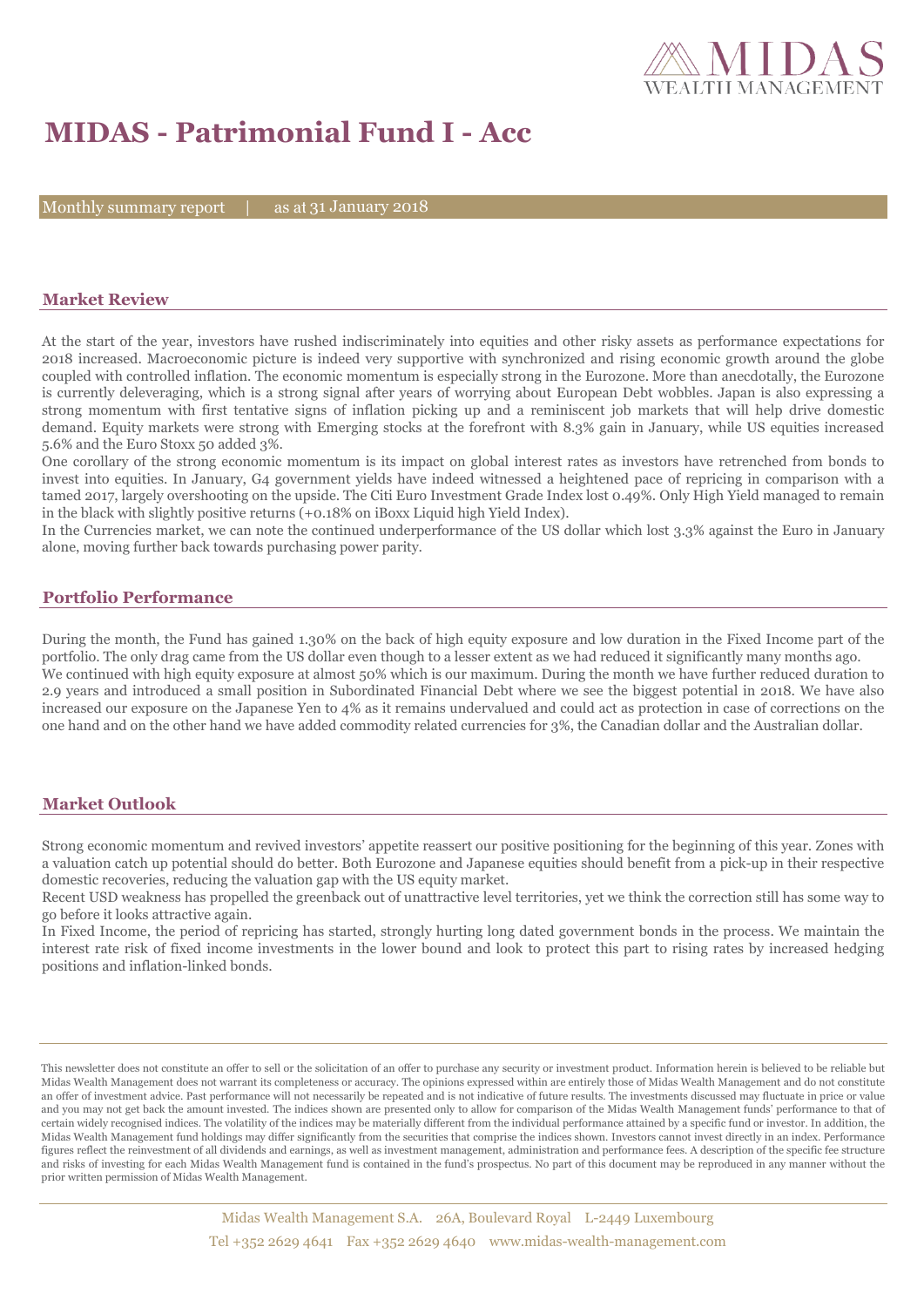# MIDAS - Patrimonial Fund I - Acc

Monthly summary report | as at 31 January 2018

## Market Review

At the start of the year, investors have rushed indiscriminately into equities and other risky assets as performance expectations for 2018 increased. Macroeconomic picture is indeed very supportive with synchronized and rising economic growth around the globe coupled with controlled inflation. The economic momentum is especially strong in the Eurozone. More than anecdotally, the Eurozone is currently deleveraging, which is a strong signal after years of worrying about European Debt wobbles. Japan is also expressing a strong momentum with first tentative signs of inflation picking up and a reminiscent job markets that will help drive domestic demand. Equity markets were strong with Emerging stocks at the forefront with 8.3% gain in January, while US equities increased 5.6% and the Euro Stoxx 50 added 3%.

One corollary of the strong economic momentum is its impact on global interest rates as investors have retrenched from bonds to invest into equities. In January, G4 government yields have indeed witnessed a heightened pace of repricing in comparison with a tamed 2017, largely overshooting on the upside. The Citi Euro Investment Grade Index lost 0.49%. Only High Yield managed to remain in the black with slightly positive returns (+0.18% on iBoxx Liquid high Yield Index).

In the Currencies market, we can note the continued underperformance of the US dollar which lost 3.3% against the Euro in January alone, moving further back towards purchasing power parity.

## Portfolio Performance

During the month, the Fund has gained 1.30% on the back of high equity exposure and low duration in the Fixed Income part of the portfolio. The only drag came from the US dollar even though to a lesser extent as we had reduced it significantly many months ago.

We continued with high equity exposure at almost 50% which is our maximum. During the month we have further reduced duration to 2.9 years and introduced a small position in Subordinated Financial Debt where we see the biggest potential in 2018. We have also increased our exposure on the Japanese Yen to 4% as it remains undervalued and could act as protection in case of corrections on the one hand and on the other hand we have added commodity related currencies for 3%, the Canadian dollar and the Australian dollar.

## Market Outlook

Strong economic momentum and revived investors' appetite reassert our positive positioning for the beginning of this year. Zones with a valuation catch up potential should do better. Both Eurozone and Japanese equities should benefit from a pick-up in their respective domestic recoveries, reducing the valuation gap with the US equity market.

Recent USD weakness has propelled the greenback out of unattractive level territories, yet we think the correction still has some way to go before it looks attractive again.

In Fixed Income, the period of repricing has started, strongly hurting long dated government bonds in the process. We maintain the interest rate risk of fixed income investments in the lower bound and look to protect this part to rising rates by increased hedging positions and inflation-linked bonds.

This newsletter does not constitute an offer to sell or the solicitation of an offer to purchase any security or investment product. Information herein is believed to be reliable but Midas Wealth Management does not warrant its completeness or accuracy. The opinions expressed within are entirely those of Midas Wealth Management and do not constitute an offer of investment advice. Past performance will not necessarily be repeated and is not indicative of future results. The investments discussed may fluctuate in price or value and you may not get back the amount invested. The indices shown are presented only to allow for comparison of the Midas Wealth Management funds' performance to that of certain widely recognised indices. The volatility of the indices may be materially different from the individual performance attained by a specific fund or investor. In addition, the Midas Wealth Management fund holdings may differ significantly from the securities that comprise the indices shown. Investors cannot invest directly in an index. Performance figures reflect the reinvestment of all dividends and earnings, as well as investment management, administration and performance fees. A description of the specific fee structure and risks of investing for each Midas Wealth Management fund is contained in the fund's prospectus. No part of this document may be reproduced in any manner without the prior written permission of Midas Wealth Management.

Midas Wealth Management S.A. 26A, Boulevard Royal L-2449 Luxembourg
Tel +352 2629 4641 Fax +352 2629 4640 www.midas-wealth-management.com